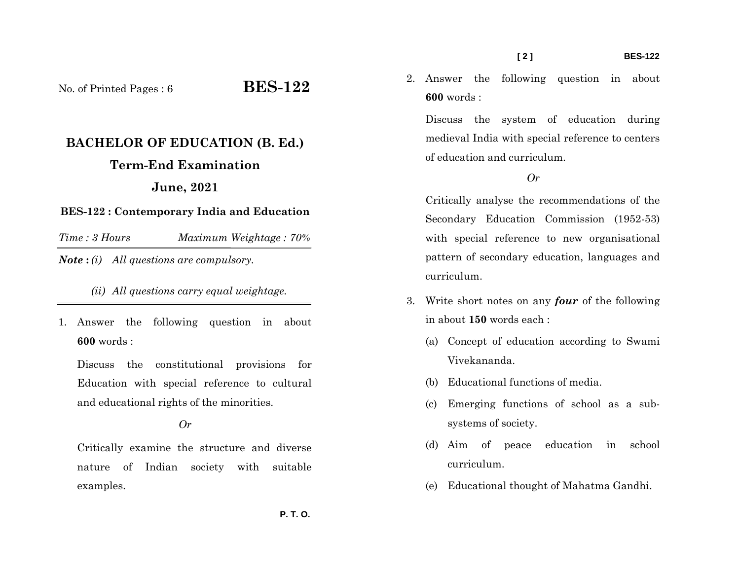No. of Printed Pages : 6

# BES-122

## BACHELOR OF EDUCATION (B. Ed.)

## Term-End Examination

## June, 2021

### BES-122 : Contemporary India and Education

*Time : 3 Hours* *Maximum Weightage : 70%*

***Note :*** *(i) All questions are compulsory.*

*(ii) All questions carry equal weightage.*

---

1. Answer the following question in about **600** words :

   Discuss the constitutional provisions for Education with special reference to cultural and educational rights of the minorities.

   *Or*

   Critically examine the structure and diverse nature of Indian society with suitable examples.

2. Answer the following question in about **600** words :

   Discuss the system of education during medieval India with special reference to centers of education and curriculum.

   *Or*

   Critically analyse the recommendations of the Secondary Education Commission (1952-53) with special reference to new organisational pattern of secondary education, languages and curriculum.

3. Write short notes on any ***four*** of the following in about **150** words each :

   (a) Concept of education according to Swami Vivekananda.

   (b) Educational functions of media.

   (c) Emerging functions of school as a sub-systems of society.

   (d) Aim of peace education in school curriculum.

   (e) Educational thought of Mahatma Gandhi.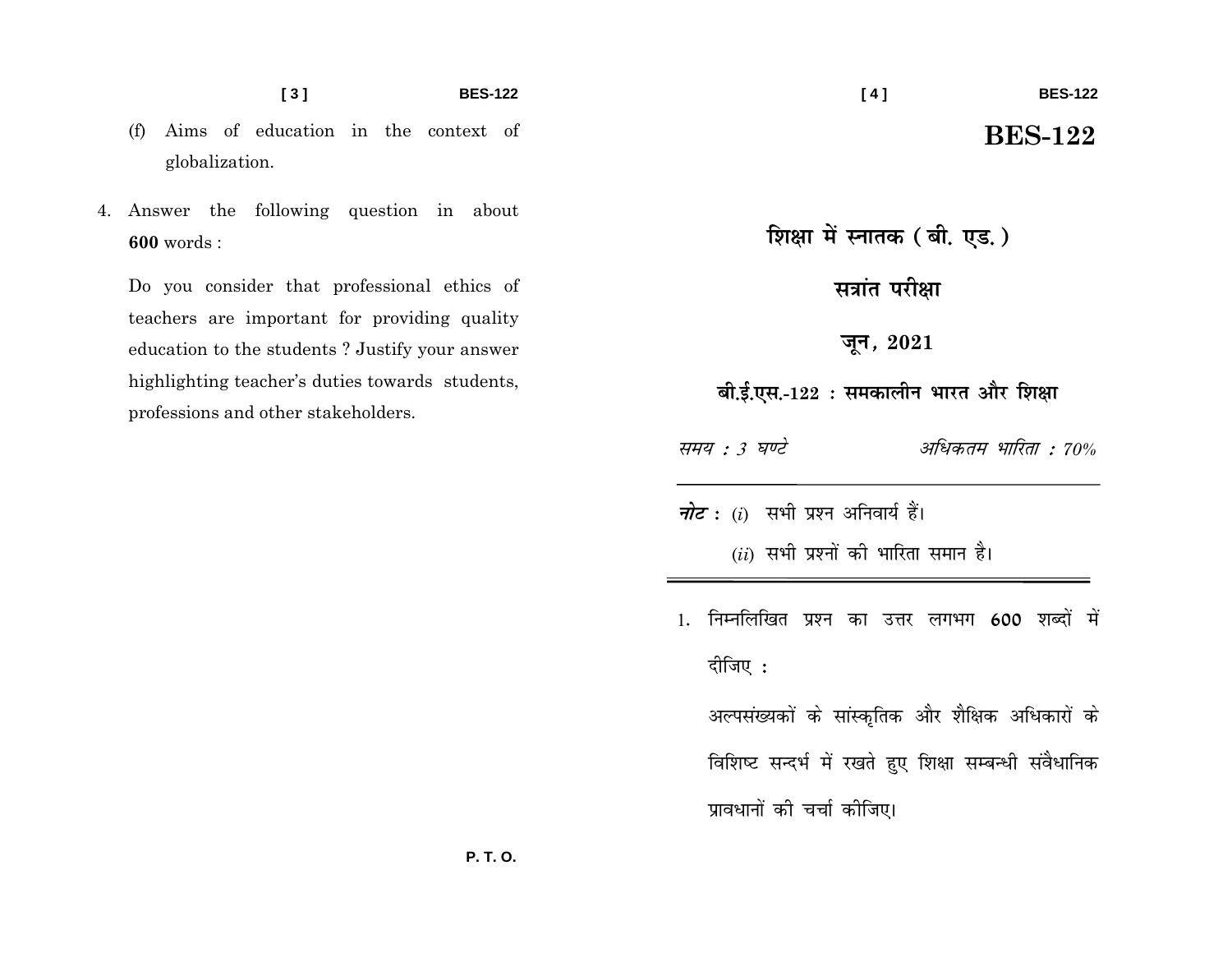(f) Aims of education in the context of globalization.

4. Answer the following question in about **600** words :

Do you consider that professional ethics of teachers are important for providing quality education to the students ? Justify your answer highlighting teacher's duties towards students, professions and other stakeholders.

# BES-122

## शिक्षा में स्नातक ( बी. एड. )

## सत्रांत परीक्षा

## जून, 2021

### बी.ई.एस.-122 : समकालीन भारत और शिक्षा

*समय : 3 घण्टे* | *अधिकतम भारिता : 70%*

***नोट :*** (*i*) सभी प्रश्न अनिवार्य हैं।

(*ii*) सभी प्रश्नों की भारिता समान है।

1. निम्नलिखित प्रश्न का उत्तर लगभग **600** शब्दों में दीजिए :

अल्पसंख्यकों के सांस्कृतिक और शैक्षिक अधिकारों के विशिष्ट सन्दर्भ में रखते हुए शिक्षा सम्बन्धी संवैधानिक प्रावधानों की चर्चा कीजिए।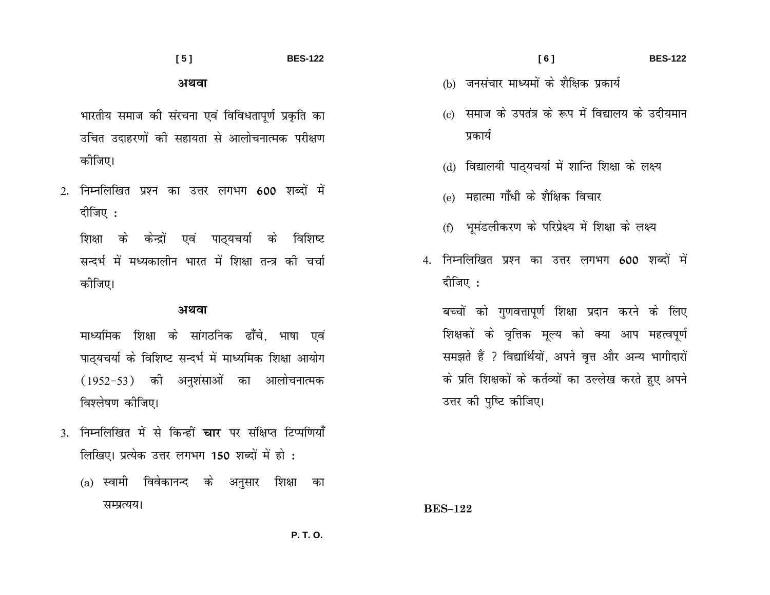**अथवा**

भारतीय समाज की संरचना एवं विविधतापूर्ण प्रकृति का उचित उदाहरणों की सहायता से आलोचनात्मक परीक्षण कीजिए।

2. निम्नलिखित प्रश्न का उत्तर लगभग **600** शब्दों में दीजिए :

   शिक्षा के केन्द्रों एवं पाठ्यचर्या के विशिष्ट सन्दर्भ में मध्यकालीन भारत में शिक्षा तन्त्र की चर्चा कीजिए।

   **अथवा**

   माध्यमिक शिक्षा के सांगठनिक ढाँचे, भाषा एवं पाठ्यचर्या के विशिष्ट सन्दर्भ में माध्यमिक शिक्षा आयोग (1952–53) की अनुशंसाओं का आलोचनात्मक विश्लेषण कीजिए।

3. निम्नलिखित में से किन्हीं **चार** पर संक्षिप्त टिप्पणियाँ लिखिए। प्रत्येक उत्तर लगभग **150** शब्दों में हो :

   (a) स्वामी विवेकानन्द के अनुसार शिक्षा का सम्प्रत्यय।

   (b) जनसंचार माध्यमों के शैक्षिक प्रकार्य

   (c) समाज के उपतंत्र के रूप में विद्यालय के उदीयमान प्रकार्य

   (d) विद्यालयी पाठ्यचर्या में शान्ति शिक्षा के लक्ष्य

   (e) महात्मा गाँधी के शैक्षिक विचार

   (f) भूमंडलीकरण के परिप्रेक्ष्य में शिक्षा के लक्ष्य

4. निम्नलिखित प्रश्न का उत्तर लगभग **600** शब्दों में दीजिए :

   बच्चों को गुणवत्तापूर्ण शिक्षा प्रदान करने के लिए शिक्षकों के वृत्तिक मूल्य को क्या आप महत्वपूर्ण समझते हैं ? विद्यार्थियों, अपने वृत्त और अन्य भागीदारों के प्रति शिक्षकों के कर्तव्यों का उल्लेख करते हुए अपने उत्तर की पुष्टि कीजिए।